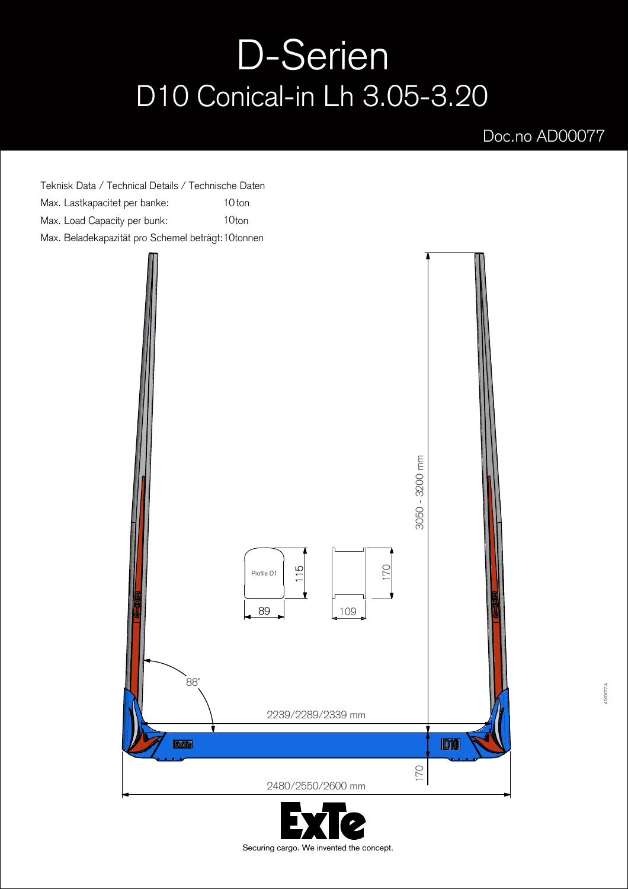# D-Serien

## D10 Conical-in Lh 3.05-3.20

Doc.no AD00077

Teknisk Data / Technical Details / Technische Daten

Max. Lastkapacitet per banke: 10 ton

Max. Load Capacity per bunk: 10ton

Max. Beladekapazität pro Schemel beträgt: 10tonnen

3050 - 3200 mm

Profile D1

115

89

170

109

88°

2239/2289/2339 mm

170

2480/2550/2600 mm

Securing cargo. We invented the concept.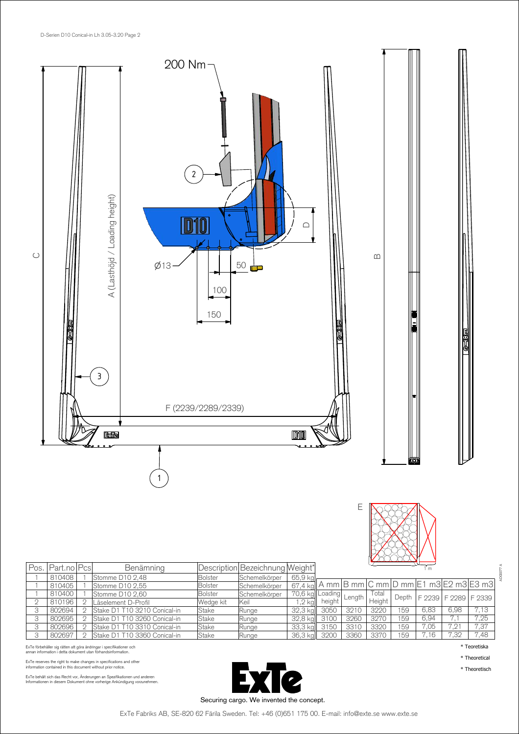D-Serien D10 Conical-in Lh 3.05-3.20 Page 2

200 Nm

2

D10

D

Ø13

50

100

150

A (Lasthöjd / Loading height)

C

B

3

F (2239/2289/2339)

1

E

1 m

| Pos. | Part.no | Pcs | Benämning | Description | Bezeichnung | Weight* |
|---|---|---|---|---|---|---|
| 1 | 810408 | 1 | Stomme D10 2,48 | Bolster | Schemelkörper | 65,9 kg |
| 1 | 810405 | 1 | Stomme D10 2,55 | Bolster | Schemelkörper | 67,4 kg |
| 1 | 810400 | 1 | Stomme D10 2,60 | Bolster | Schemelkörper | 70,6 kg |
| 2 | 810196 | 2 | Låselement D-Profil | Wedge kit | Keil | 1,2 kg |
| 3 | 802694 | 2 | Stake D1 T10 3210 Conical-in | Stake | Runge | 32,3 kg |
| 3 | 802695 | 2 | Stake D1 T10 3260 Conical-in | Stake | Runge | 32,8 kg |
| 3 | 802696 | 2 | Stake D1 T10 3310 Conical-in | Stake | Runge | 33,3 kg |
| 3 | 802697 | 2 | Stake D1 T10 3360 Conical-in | Stake | Runge | 36,3 kg |

| A mm | B mm | C mm | D mm | E1 m3 | E2 m3 | E3 m3 |
|---|---|---|---|---|---|---|
| Loading height | Length | Total Height | Depth | F 2239 | F 2289 | F 2339 |
| 3050 | 3210 | 3220 | 159 | 6,83 | 6,98 | 7,13 |
| 3100 | 3260 | 3270 | 159 | 6,94 | 7,1 | 7,25 |
| 3150 | 3310 | 3320 | 159 | 7,05 | 7,21 | 7,37 |
| 3200 | 3360 | 3370 | 159 | 7,16 | 7,32 | 7,48 |

ExTe förbehåller sig rätten att göra ändringar i specifikationer och annan information i detta dokument utan förhandsinformation.

ExTe reserves the right to make changes in specifications and other information contained in this document without prior notice.

ExTe behält sich das Recht vor, Änderungen an Spezifikationen und anderen Informationen in diesem Dokument ohne vorherige Ankündigung vorzunehmen.

\* Teoretiska

\* Theoretical

\* Theoretisch

Securing cargo. We invented the concept.

ExTe Fabriks AB, SE-820 62 Färila Sweden. Tel: +46 (0)651 175 00. E-mail: info@exte.se www.exte.se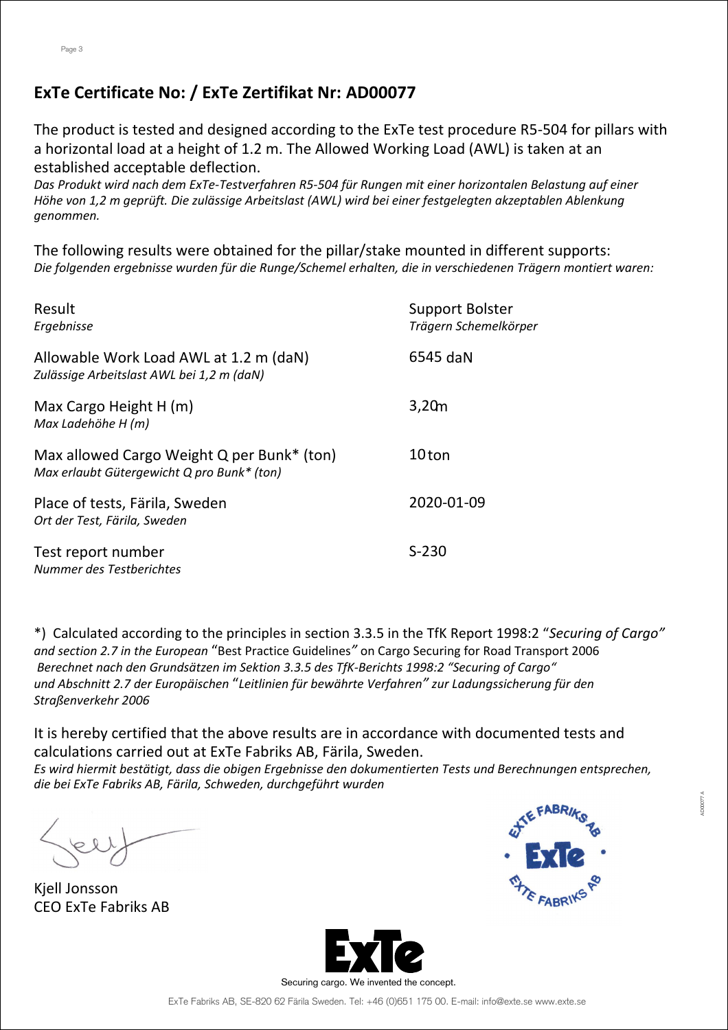## ExTe Certificate No: / ExTe Zertifikat Nr: AD00077

The product is tested and designed according to the ExTe test procedure R5-504 for pillars with a horizontal load at a height of 1.2 m. The Allowed Working Load (AWL) is taken at an established acceptable deflection.
*Das Produkt wird nach dem ExTe-Testverfahren R5-504 für Rungen mit einer horizontalen Belastung auf einer Höhe von 1,2 m geprüft. Die zulässige Arbeitslast (AWL) wird bei einer festgelegten akzeptablen Ablenkung genommen.*

The following results were obtained for the pillar/stake mounted in different supports:
*Die folgenden ergebnisse wurden für die Runge/Schemel erhalten, die in verschiedenen Trägern montiert waren:*

| Result<br>*Ergebnisse* | Support Bolster<br>*Trägern Schemelkörper* |
|---|---|
| Allowable Work Load AWL at 1.2 m (daN)<br>*Zulässige Arbeitslast AWL bei 1,2 m (daN)* | 6545 daN |
| Max Cargo Height H (m)<br>*Max Ladehöhe H (m)* | 3,20m |
| Max allowed Cargo Weight Q per Bunk* (ton)<br>*Max erlaubt Gütergewicht Q pro Bunk* (ton)* | 10 ton |
| Place of tests, Färila, Sweden<br>*Ort der Test, Färila, Sweden* | 2020-01-09 |
| Test report number<br>*Nummer des Testberichtes* | S-230 |

*) Calculated according to the principles in section 3.3.5 in the TfK Report 1998:2 "*Securing of Cargo" and section 2.7 in the European* "Best Practice Guidelines*"* on Cargo Securing for Road Transport 2006
*Berechnet nach den Grundsätzen im Sektion 3.3.5 des TfK-Berichts 1998:2 "Securing of Cargo" und Abschnitt 2.7 der Europäischen "Leitlinien für bewährte Verfahren" zur Ladungssicherung für den Straßenverkehr 2006*

It is hereby certified that the above results are in accordance with documented tests and calculations carried out at ExTe Fabriks AB, Färila, Sweden.
*Es wird hiermit bestätigt, dass die obigen Ergebnisse den dokumentierten Tests und Berechnungen entsprechen, die bei ExTe Fabriks AB, Färila, Schweden, durchgeführt wurden*

Kjell Jonsson
CEO ExTe Fabriks AB

EXTE FABRIKS AB · ExTe · EXTE FABRIKS AB

ExTe
Securing cargo. We invented the concept.

ExTe Fabriks AB, SE-820 62 Färila Sweden. Tel: +46 (0)651 175 00. E-mail: info@exte.se www.exte.se